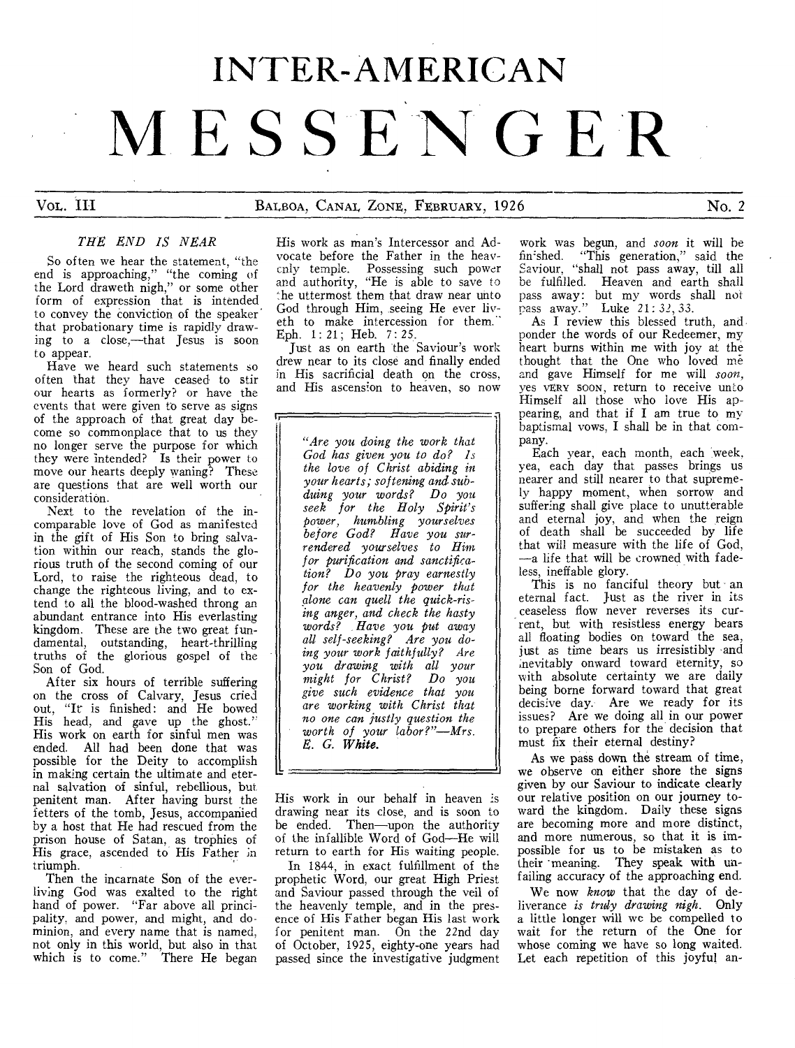# INTER-AMERICAN MESSENGER

VOL. III — BALBOA, CANAL ZONE, FEBRUARY, 1926 — No. 2

## *THE END IS NEAR*

So often we hear the statement, "the end is approaching," "the coming of the Lord draweth nigh," or some other form of expression that is intended to convey the conviction of the speaker that probationary time is rapidly drawing to a close,—that Jesus is soon to appear.

Have we heard such statements so often that they have ceased to stir our hearts as formerly? or have the events that were given to serve as signs of the approach of that great day become so commonplace that to us they no longer serve the purpose for which they were intended? Is their power to move our hearts deeply waning? These are questions that are well worth our consideration.

Next to the revelation of the incomparable love of God as manifested in the gift of His Son to bring salvation within our reach, stands the glorious truth of the second coming of our Lord, to raise the righteous dead, to change the righteous living, and to extend to all the blood-washed throng an abundant entrance into His everlasting kingdom. These are the two great fundamental, outstanding, heart-thrilling truths of the glorious gospel of the Son of God.

After six hours of terrible suffering on the cross of Calvary, Jesus cried out, "It is finished: and He bowed His head, and gave up the ghost." His work on earth for sinful men was ended. All had been done that was possible for the Deity to accomplish in making certain the ultimate and eternal salvation of sinful, rebellious, but penitent man. After having burst the fetters of the tomb, Jesus, accompanied by a host that He had rescued from the prison house of Satan, as trophies of His grace, ascended to His Father in triumph.

Then the incarnate Son of the ever-living God was exalted to the right hand of power. "Far above all principality, and power, and might, and dominion, and every name that is named, not only in this world, but also in that which is to come." There He began His work as man's Intercessor and Advocate before the Father in the heavenly temple. Possessing such power and authority, "He is able to save to the uttermost them that draw near unto God through Him, seeing He ever liveth to make intercession for them." Eph. 1: 21; Heb. 7: 25.

Just as on earth the Saviour's work drew near to its close and finally ended in His sacrificial death on the cross, and His ascension to heaven, so now His work in our behalf in heaven is drawing near its close, and is soon to be ended. Then—upon the authority of the infallible Word of God—He will return to earth for His waiting people.

> *"Are you doing the work that God has given you to do? Is the love of Christ abiding in your hearts; softening and subduing your words? Do you seek for the Holy Spirit's power, humbling yourselves before God? Have you surrendered yourselves to Him for purification and sanctification? Do you pray earnestly for the heavenly power that alone can quell the quick-rising anger, and check the hasty words? Have you put away all self-seeking? Are you doing your work faithfully? Are you drawing with all your might for Christ? Do you give such evidence that you are working with Christ that no one can justly question the worth of your labor?"—Mrs. E. G. White.*

In 1844, in exact fulfillment of the prophetic Word, our great High Priest and Saviour passed through the veil of the heavenly temple, and in the presence of His Father began His last work for penitent man. On the 22nd day of October, 1925, eighty-one years had passed since the investigative judgment work was begun, and *soon* it will be finished. "This generation," said the Saviour, "shall not pass away, till all be fulfilled. Heaven and earth shall pass away: but my words shall not pass away." Luke 21: 32, 33.

As I review this blessed truth, and ponder the words of our Redeemer, my heart burns within me with joy at the thought that the One who loved me and gave Himself for me will *soon*, yes VERY SOON, return to receive unto Himself all those who love His appearing, and that if I am true to my baptismal vows, I shall be in that company.

Each year, each month, each week, yea, each day that passes brings us nearer and still nearer to that supremely happy moment, when sorrow and suffering shall give place to unutterable and eternal joy, and when the reign of death shall be succeeded by life that will measure with the life of God, —a life that will be crowned with fadeless, ineffable glory.

This is no fanciful theory but an eternal fact. Just as the river in its ceaseless flow never reverses its current, but with resistless energy bears all floating bodies on toward the sea, just as time bears us irresistibly and inevitably onward toward eternity, so with absolute certainty we are daily being borne forward toward that great decisive day. Are we ready for its issues? Are we doing all in our power to prepare others for the decision that must fix their eternal destiny?

As we pass down the stream of time, we observe on either shore the signs given by our Saviour to indicate clearly our relative position on our journey toward the kingdom. Daily these signs are becoming more and more distinct, and more numerous, so that it is impossible for us to be mistaken as to their meaning. They speak with unfailing accuracy of the approaching end.

We now *know* that the day of deliverance *is truly drawing nigh*. Only a little longer will we be compelled to wait for the return of the One for whose coming we have so long waited. Let each repetition of this joyful an-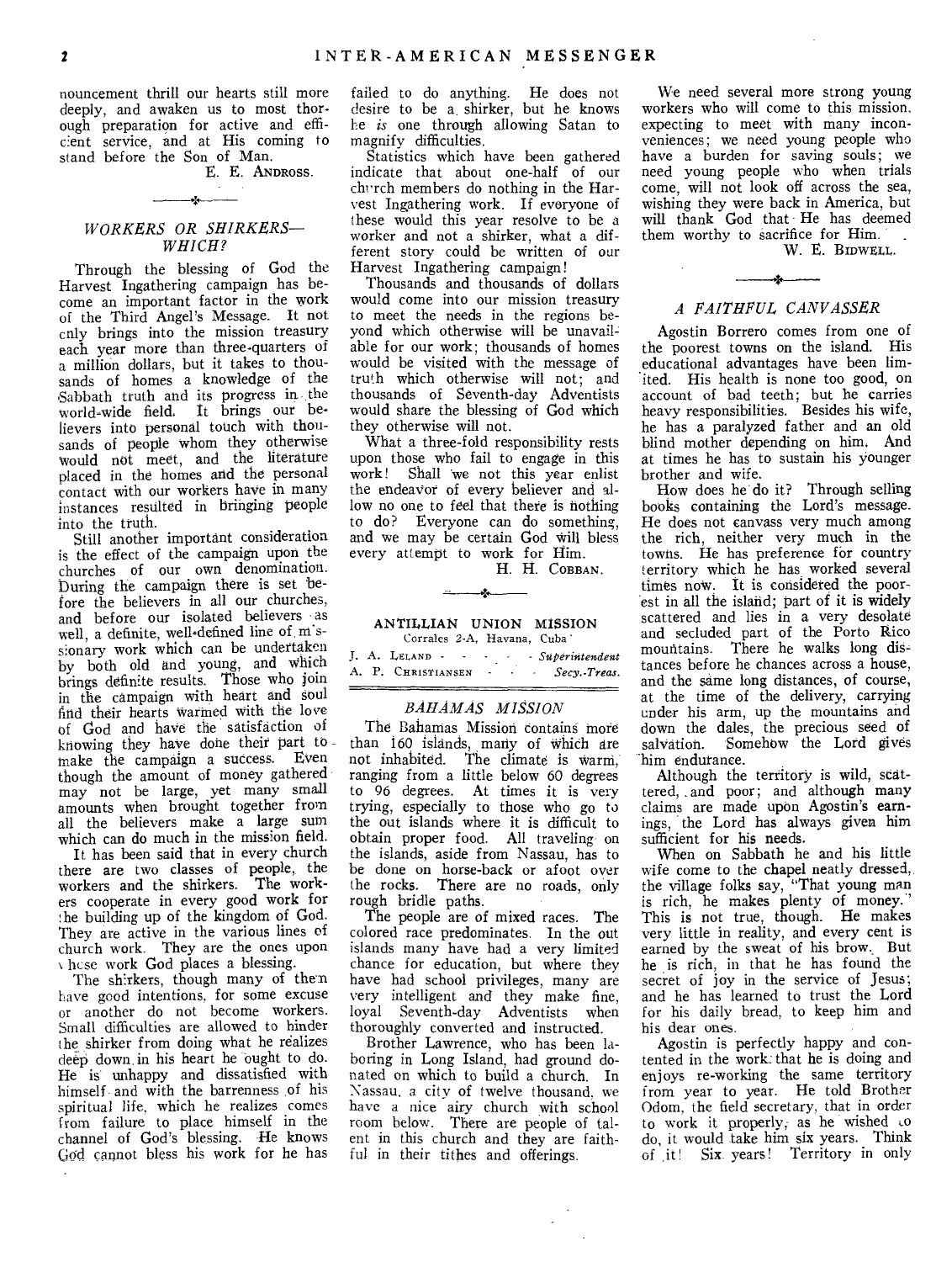nouncement thrill our hearts still more deeply, and awaken us to most thorough preparation for active and efficient service, and at His coming to stand before the Son of Man.

E. E. ANDROSS.

### *WORKERS OR SHIRKERS—WHICH?*

Through the blessing of God the Harvest Ingathering campaign has become an important factor in the work of the Third Angel's Message. It not only brings into the mission treasury each year more than three-quarters of a million dollars, but it takes to thousands of homes a knowledge of the Sabbath truth and its progress in the world-wide field. It brings our believers into personal touch with thousands of people whom they otherwise would not meet, and the literature placed in the homes and the personal contact with our workers have in many instances resulted in bringing people into the truth.

Still another important consideration is the effect of the campaign upon the churches of our own denomination. During the campaign there is set before the believers in all our churches, and before our isolated believers as well, a definite, well-defined line of missionary work which can be undertaken by both old and young, and which brings definite results. Those who join in the campaign with heart and soul find their hearts warmed with the love of God and have the satisfaction of knowing they have done their part to make the campaign a success. Even though the amount of money gathered may not be large, yet many small amounts when brought together from all the believers make a large sum which can do much in the mission field.

It has been said that in every church there are two classes of people, the workers and the shirkers. The workers cooperate in every good work for the building up of the kingdom of God. They are active in the various lines of church work. They are the ones upon whose work God places a blessing.

The shirkers, though many of them have good intentions, for some excuse or another do not become workers. Small difficulties are allowed to hinder the shirker from doing what he realizes deep down in his heart he ought to do. He is unhappy and dissatisfied with himself and with the barrenness of his spiritual life, which he realizes comes from failure to place himself in the channel of God's blessing. He knows God cannot bless his work for he has failed to do anything. He does not desire to be a shirker, but he knows he *is* one through allowing Satan to magnify difficulties.

Statistics which have been gathered indicate that about one-half of our church members do nothing in the Harvest Ingathering work. If everyone of these would this year resolve to be a worker and not a shirker, what a different story could be written of our Harvest Ingathering campaign!

Thousands and thousands of dollars would come into our mission treasury to meet the needs in the regions beyond which otherwise will be unavailable for our work; thousands of homes would be visited with the message of truth which otherwise will not; and thousands of Seventh-day Adventists would share the blessing of God which they otherwise will not.

What a three-fold responsibility rests upon those who fail to engage in this work! Shall we not this year enlist the endeavor of every believer and allow no one to feel that there is nothing to do? Everyone can do something, and we may be certain God will bless every attempt to work for Him.

H. H. COBBAN.

## ANTILLIAN UNION MISSION

Corrales 2-A, Havana, Cuba

J. A. LELAND - - - - - *Superintendent*
A. P. CHRISTIANSEN - - - *Secy.-Treas.*

### *BAHAMAS MISSION*

The Bahamas Mission contains more than 160 islands, many of which are not inhabited. The climate is warm, ranging from a little below 60 degrees to 96 degrees. At times it is very trying, especially to those who go to the out islands where it is difficult to obtain proper food. All traveling on the islands, aside from Nassau, has to be done on horse-back or afoot over the rocks. There are no roads, only rough bridle paths.

The people are of mixed races. The colored race predominates. In the out islands many have had a very limited chance for education, but where they have had school privileges, many are very intelligent and they make fine, loyal Seventh-day Adventists when thoroughly converted and instructed.

Brother Lawrence, who has been laboring in Long Island, had ground donated on which to build a church. In Nassau, a city of twelve thousand, we have a nice airy church with school room below. There are people of talent in this church and they are faithful in their tithes and offerings.

We need several more strong young workers who will come to this mission, expecting to meet with many inconveniences; we need young people who have a burden for saving souls; we need young people who when trials come, will not look off across the sea, wishing they were back in America, but will thank God that He has deemed them worthy to sacrifice for Him.

W. E. BIDWELL.

### *A FAITHFUL CANVASSER*

Agostin Borrero comes from one of the poorest towns on the island. His educational advantages have been limited. His health is none too good, on account of bad teeth; but he carries heavy responsibilities. Besides his wife, he has a paralyzed father and an old blind mother depending on him. And at times he has to sustain his younger brother and wife.

How does he do it? Through selling books containing the Lord's message. He does not canvass very much among the rich, neither very much in the towns. He has preference for country territory which he has worked several times now. It is considered the poorest in all the island; part of it is widely scattered and lies in a very desolate and secluded part of the Porto Rico mountains. There he walks long distances before he chances across a house, and the same long distances, of course, at the time of the delivery, carrying under his arm, up the mountains and down the dales, the precious seed of salvation. Somehow the Lord gives him endurance.

Although the territory is wild, scattered, and poor; and although many claims are made upon Agostin's earnings, the Lord has always given him sufficient for his needs.

When on Sabbath he and his little wife come to the chapel neatly dressed, the village folks say, "That young man is rich, he makes plenty of money." This is not true, though. He makes very little in reality, and every cent is earned by the sweat of his brow. But he is rich, in that he has found the secret of joy in the service of Jesus; and he has learned to trust the Lord for his daily bread, to keep him and his dear ones.

Agostin is perfectly happy and contented in the work that he is doing and enjoys re-working the same territory from year to year. He told Brother Odom, the field secretary, that in order to work it properly, as he wished to do, it would take him six years. Think of it! Six years! Territory in only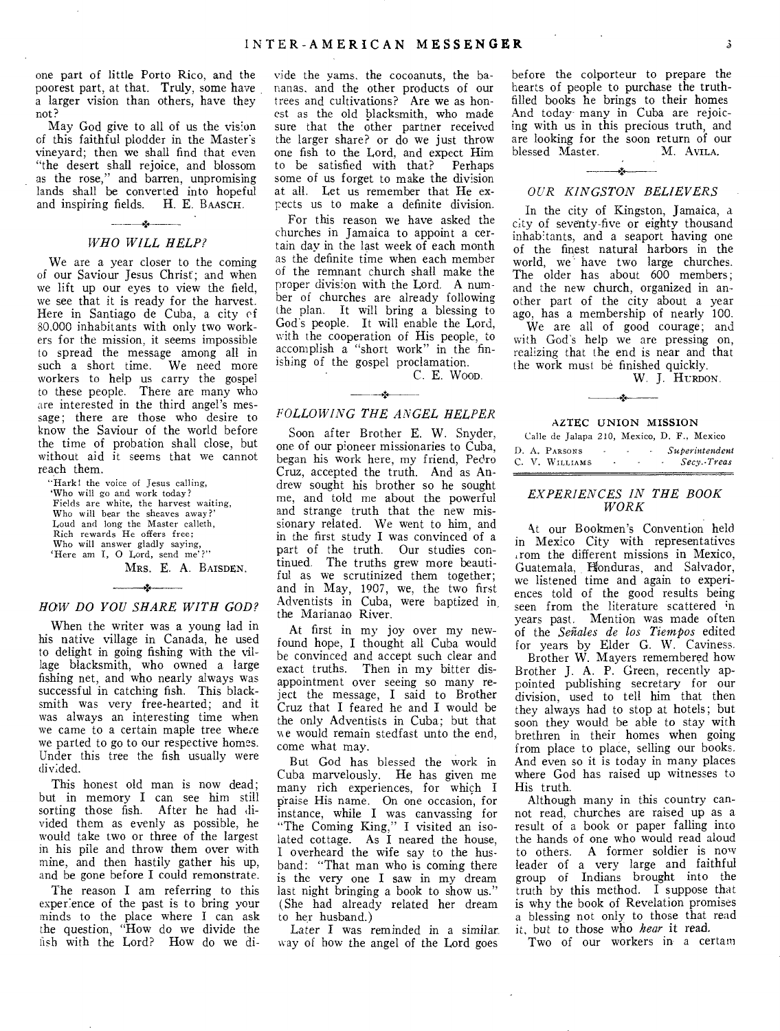one part of little Porto Rico, and the poorest part, at that. Truly, some have a larger vision than others, have they not?

May God give to all of us the vision of this faithful plodder in the Master's vineyard; then we shall find that even "the desert shall rejoice, and blossom as the rose," and barren, unpromising lands shall be converted into hopeful and inspiring fields. H. E. BAASCH.

### WHO WILL HELP?

We are a year closer to the coming of our Saviour Jesus Christ; and when we lift up our eyes to view the field, we see that it is ready for the harvest. Here in Santiago de Cuba, a city of 80,000 inhabitants with only two workers for the mission, it seems impossible to spread the message among all in such a short time. We need more workers to help us carry the gospel to these people. There are many who are interested in the third angel's message; there are those who desire to know the Saviour of the world before the time of probation shall close, but without aid it seems that we cannot reach them.

"Hark! the voice of Jesus calling,
'Who will go and work today?
Fields are white, the harvest waiting,
Who will bear the sheaves away?'
Loud and long the Master calleth,
Rich rewards He offers free;
Who will answer gladly saying,
'Here am I, O Lord, send me'?"

MRS. E. A. BAISDEN.

### HOW DO YOU SHARE WITH GOD?

When the writer was a young lad in his native village in Canada, he used to delight in going fishing with the village blacksmith, who owned a large fishing net, and who nearly always was successful in catching fish. This blacksmith was very free-hearted; and it was always an interesting time when we came to a certain maple tree where we parted to go to our respective homes. Under this tree the fish usually were divided.

This honest old man is now dead; but in memory I can see him still sorting those fish. After he had divided them as evenly as possible, he would take two or three of the largest in his pile and throw them over with mine, and then hastily gather his up, and be gone before I could remonstrate.

The reason I am referring to this experience of the past is to bring your minds to the place where I can ask the question, "How do we divide the fish with the Lord? How do we divide the yams, the cocoanuts, the bananas, and the other products of our trees and cultivations? Are we as honest as the old blacksmith, who made sure that the other partner received the larger share? or do we just throw one fish to the Lord, and expect Him to be satisfied with that? Perhaps some of us forget to make the division at all. Let us remember that He expects us to make a definite division.

For this reason we have asked the churches in Jamaica to appoint a certain day in the last week of each month as the definite time when each member of the remnant church shall make the proper division with the Lord. A number of churches are already following the plan. It will bring a blessing to God's people. It will enable the Lord, with the cooperation of His people, to accomplish a "short work" in the finishing of the gospel proclamation.

C. E. WOOD.

### FOLLOWING THE ANGEL HELPER

Soon after Brother E. W. Snyder, one of our pioneer missionaries to Cuba, began his work here, my friend, Pedro Cruz, accepted the truth. And as Andrew sought his brother so he sought me, and told me about the powerful and strange truth that the new missionary related. We went to him, and in the first study I was convinced of a part of the truth. Our studies continued. The truths grew more beautiful as we scrutinized them together; and in May, 1907, we, the two first Adventists in Cuba, were baptized in the Marianao River.

At first in my joy over my newfound hope, I thought all Cuba would be convinced and accept such clear and exact truths. Then in my bitter disappointment over seeing so many reject the message, I said to Brother Cruz that I feared he and I would be the only Adventists in Cuba; but that we would remain stedfast unto the end, come what may.

But God has blessed the work in Cuba marvelously. He has given me many rich experiences, for which I praise His name. On one occasion, for instance, while I was canvassing for "The Coming King," I visited an isolated cottage. As I neared the house, I overheard the wife say to the husband: "That man who is coming there is the very one I saw in my dream last night bringing a book to show us." (She had already related her dream to her husband.)

Later I was reminded in a similar way of how the angel of the Lord goes before the colporteur to prepare the hearts of people to purchase the truth-filled books he brings to their homes. And today many in Cuba are rejoicing with us in this precious truth, and are looking for the soon return of our blessed Master. M. AVILA.

### OUR KINGSTON BELIEVERS

In the city of Kingston, Jamaica, a city of seventy-five or eighty thousand inhabitants, and a seaport having one of the finest natural harbors in the world, we have two large churches. The older has about 600 members; and the new church, organized in another part of the city about a year ago, has a membership of nearly 100.

We are all of good courage; and with God's help we are pressing on, realizing that the end is near and that the work must be finished quickly.

W. J. HURDON.

## AZTEC UNION MISSION

Calle de Jalapa 210, Mexico, D. F., Mexico

D. A. PARSONS - - - *Superintendent*
C. V. WILLIAMS - - - *Secy.-Treas*

### EXPERIENCES IN THE BOOK WORK

At our Bookmen's Convention held in Mexico City with representatives from the different missions in Mexico, Guatemala, Honduras, and Salvador, we listened time and again to experiences told of the good results being seen from the literature scattered in years past. Mention was made often of the *Señales de los Tiempos* edited for years by Elder G. W. Caviness.

Brother W. Mayers remembered how Brother J. A. P. Green, recently appointed publishing secretary for our division, used to tell him that then they always had to stop at hotels; but soon they would be able to stay with brethren in their homes when going from place to place, selling our books. And even so it is today in many places where God has raised up witnesses to His truth.

Although many in this country cannot read, churches are raised up as a result of a book or paper falling into the hands of one who would read aloud to others. A former soldier is now leader of a very large and faithful group of Indians brought into the truth by this method. I suppose that is why the book of Revelation promises a blessing not only to those that read it, but to those who *hear* it read.

Two of our workers in a certain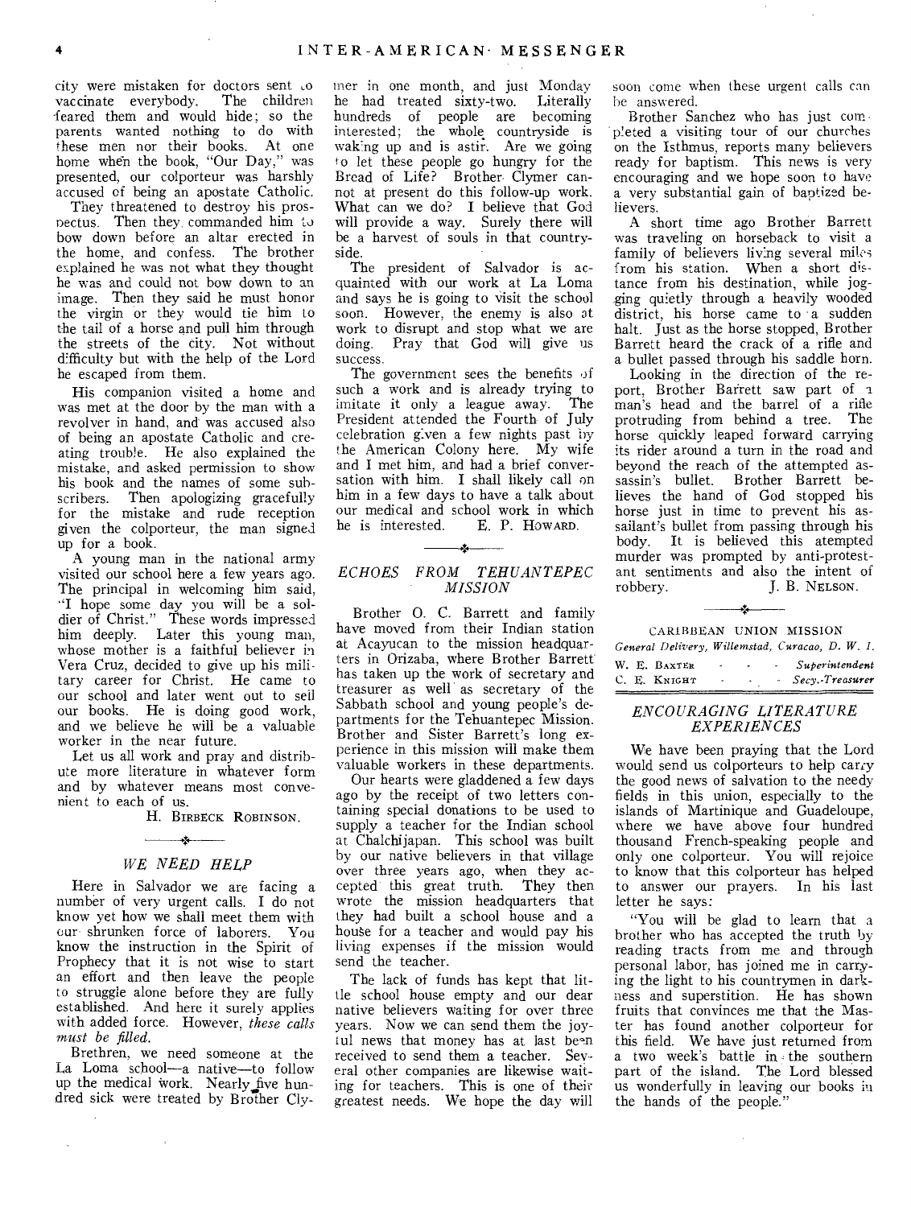city were mistaken for doctors sent to vaccinate everybody. The children feared them and would hide; so the parents wanted nothing to do with these men nor their books. At one home when the book, "Our Day," was presented, our colporteur was harshly accused of being an apostate Catholic.

They threatened to destroy his prospectus. Then they commanded him to bow down before an altar erected in the home, and confess. The brother explained he was not what they thought he was and could not bow down to an image. Then they said he must honor the virgin or they would tie him to the tail of a horse and pull him through the streets of the city. Not without difficulty but with the help of the Lord he escaped from them.

His companion visited a home and was met at the door by the man with a revolver in hand, and was accused also of being an apostate Catholic and creating trouble. He also explained the mistake, and asked permission to show his book and the names of some subscribers. Then apologizing gracefully for the mistake and rude reception given the colporteur, the man signed up for a book.

A young man in the national army visited our school here a few years ago. The principal in welcoming him said, "I hope some day you will be a soldier of Christ." These words impressed him deeply. Later this young man, whose mother is a faithful believer in Vera Cruz, decided to give up his military career for Christ. He came to our school and later went out to sell our books. He is doing good work, and we believe he will be a valuable worker in the near future.

Let us all work and pray and distribute more literature in whatever form and by whatever means most convenient to each of us.

H. BIRBECK ROBINSON.

## *WE NEED HELP*

Here in Salvador we are facing a number of very urgent calls. I do not know yet how we shall meet them with our shrunken force of laborers. You know the instruction in the Spirit of Prophecy that it is not wise to start an effort and then leave the people to struggle alone before they are fully established. And here it surely applies with added force. However, *these calls must be filled.*

Brethren, we need someone at the La Loma school—a native—to follow up the medical work. Nearly five hundred sick were treated by Brother Clymer in one month, and just Monday he had treated sixty-two. Literally hundreds of people are becoming interested; the whole countryside is waking up and is astir. Are we going to let these people go hungry for the Bread of Life? Brother Clymer cannot at present do this follow-up work. What can we do? I believe that God will provide a way. Surely there will be a harvest of souls in that countryside.

The president of Salvador is acquainted with our work at La Loma and says he is going to visit the school soon. However, the enemy is also at work to disrupt and stop what we are doing. Pray that God will give us success.

The government sees the benefits of such a work and is already trying to imitate it only a league away. The President attended the Fourth of July celebration given a few nights past by the American Colony here. My wife and I met him, and had a brief conversation with him. I shall likely call on him in a few days to have a talk about our medical and school work in which he is interested.

E. P. HOWARD.

## *ECHOES FROM TEHUANTEPEC MISSION*

Brother O. C. Barrett and family have moved from their Indian station at Acayucan to the mission headquarters in Orizaba, where Brother Barrett has taken up the work of secretary and treasurer as well as secretary of the Sabbath school and young people's departments for the Tehuantepec Mission. Brother and Sister Barrett's long experience in this mission will make them valuable workers in these departments.

Our hearts were gladdened a few days ago by the receipt of two letters containing special donations to be used to supply a teacher for the Indian school at Chalchijapan. This school was built by our native believers in that village over three years ago, when they accepted this great truth. They then wrote the mission headquarters that they had built a school house and a house for a teacher and would pay his living expenses if the mission would send the teacher.

The lack of funds has kept that little school house empty and our dear native believers waiting for over three years. Now we can send them the joyful news that money has at last been received to send them a teacher. Several other companies are likewise waiting for teachers. This is one of their greatest needs. We hope the day will soon come when these urgent calls can be answered.

Brother Sanchez who has just completed a visiting tour of our churches on the Isthmus, reports many believers ready for baptism. This news is very encouraging and we hope soon to have a very substantial gain of baptized believers.

A short time ago Brother Barrett was traveling on horseback to visit a family of believers living several miles from his station. When a short distance from his destination, while jogging quietly through a heavily wooded district, his horse came to a sudden halt. Just as the horse stopped, Brother Barrett heard the crack of a rifle and a bullet passed through his saddle horn.

Looking in the direction of the report, Brother Barrett saw part of a man's head and the barrel of a rifle protruding from behind a tree. The horse quickly leaped forward carrying its rider around a turn in the road and beyond the reach of the attempted assassin's bullet. Brother Barrett believes the hand of God stopped his horse just in time to prevent his assailant's bullet from passing through his body. It is believed this atempted murder was prompted by anti-protestant sentiments and also the intent of robbery.

J. B. NELSON.

CARIBBEAN UNION MISSION

*General Delivery, Willemstad, Curacao, D. W. I.*

| | |
|---|---|
| W. E. BAXTER | *Superintendent* |
| C. E. KNIGHT | *Secy.-Treasurer* |

## *ENCOURAGING LITERATURE EXPERIENCES*

We have been praying that the Lord would send us colporteurs to help carry the good news of salvation to the needy fields in this union, especially to the islands of Martinique and Guadeloupe, where we have above four hundred thousand French-speaking people and only one colporteur. You will rejoice to know that this colporteur has helped to answer our prayers. In his last letter he says:

"You will be glad to learn that a brother who has accepted the truth by reading tracts from me and through personal labor, has joined me in carrying the light to his countrymen in darkness and superstition. He has shown fruits that convinces me that the Master has found another colporteur for this field. We have just returned from a two week's battle in the southern part of the island. The Lord blessed us wonderfully in leaving our books in the hands of the people."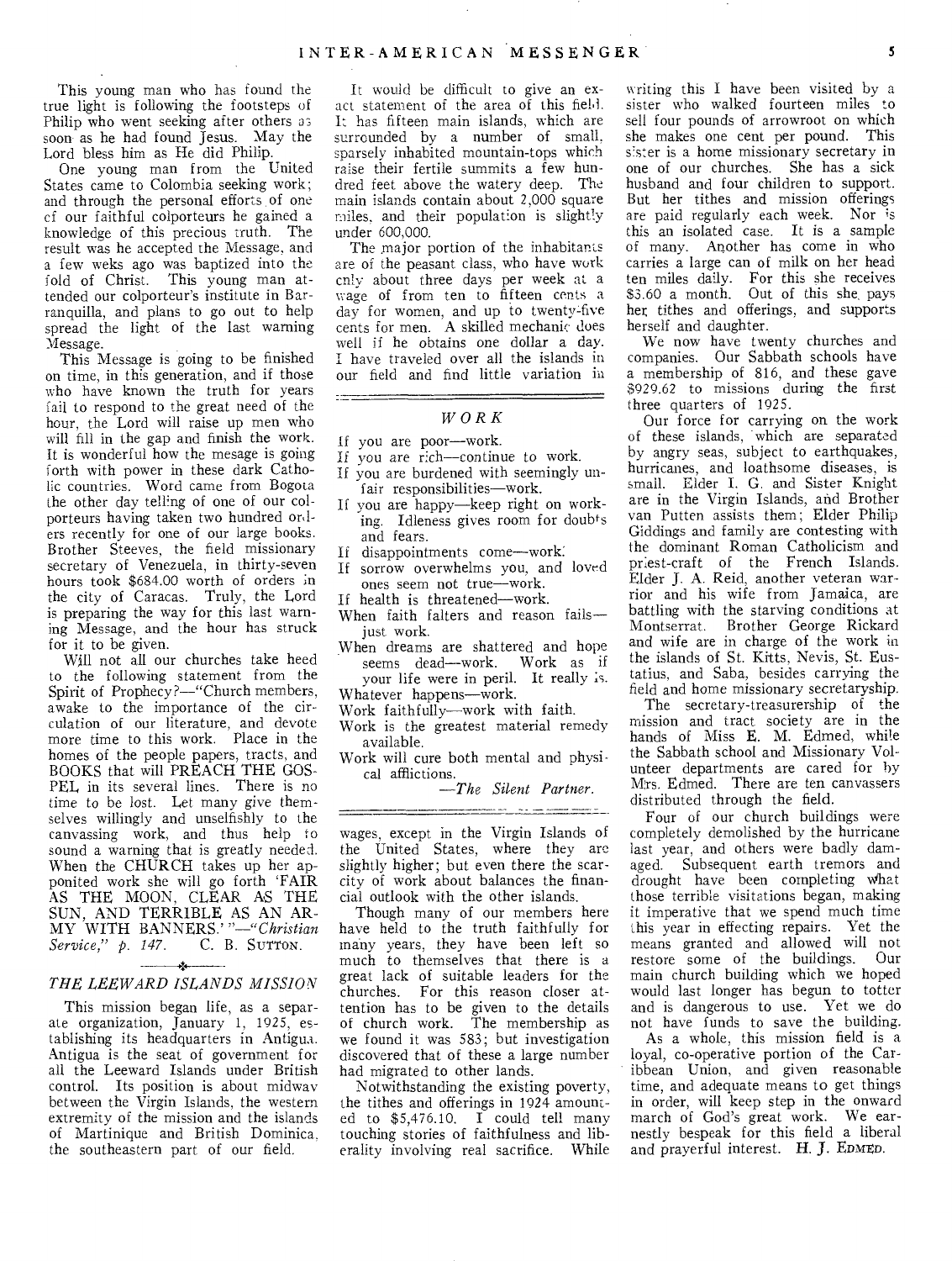This young man who has found the true light is following the footsteps of Philip who went seeking after others as soon as he had found Jesus. May the Lord bless him as He did Philip.

One young man from the United States came to Colombia seeking work; and through the personal efforts of one of our faithful colporteurs he gained a knowledge of this precious truth. The result was he accepted the Message, and a few weks ago was baptized into the fold of Christ. This young man attended our colporteur's institute in Barranquilla, and plans to go out to help spread the light of the last warning Message.

This Message is going to be finished on time, in this generation, and if those who have known the truth for years fail to respond to the great need of the hour, the Lord will raise up men who will fill in the gap and finish the work. It is wonderful how the mesage is going forth with power in these dark Catholic countries. Word came from Bogota the other day telling of one of our colporteurs having taken two hundred orders recently for one of our large books. Brother Steeves, the field missionary secretary of Venezuela, in thirty-seven hours took $684.00 worth of orders in the city of Caracas. Truly, the Lord is preparing the way for this last warning Message, and the hour has struck for it to be given.

Will not all our churches take heed to the following statement from the Spirit of Prophecy?—"Church members, awake to the importance of the circulation of our literature, and devote more time to this work. Place in the homes of the people papers, tracts, and BOOKS that will PREACH THE GOSPEL in its several lines. There is no time to be lost. Let many give themselves willingly and unselfishly to the canvassing work, and thus help to sound a warning that is greatly needed. When the CHURCH takes up her apponited work she will go forth 'FAIR AS THE MOON, CLEAR AS THE SUN, AND TERRIBLE AS AN ARMY WITH BANNERS.' "—*"Christian Service," p. 147.* C. B. SUTTON.

## THE LEEWARD ISLANDS MISSION

This mission began life, as a separate organization, January 1, 1925, establishing its headquarters in Antigua. Antigua is the seat of government for all the Leeward Islands under British control. Its position is about midway between the Virgin Islands, the western extremity of the mission and the islands of Martinique and British Dominica, the southeastern part of our field.

It would be difficult to give an exact statement of the area of this field. It has fifteen main islands, which are surrounded by a number of small, sparsely inhabited mountain-tops which raise their fertile summits a few hundred feet above the watery deep. The main islands contain about 2,000 square miles, and their population is slightly under 600,000.

The major portion of the inhabitants are of the peasant class, who have work only about three days per week at a wage of from ten to fifteen cents a day for women, and up to twenty-five cents for men. A skilled mechanic does well if he obtains one dollar a day. I have traveled over all the islands in our field and find little variation in wages, except in the Virgin Islands of the United States, where they are slightly higher; but even there the scarcity of work about balances the financial outlook with the other islands.

Though many of our members here have held to the truth faithfully for many years, they have been left so much to themselves that there is a great lack of suitable leaders for the churches. For this reason closer attention has to be given to the details of church work. The membership as we found it was 583; but investigation discovered that of these a large number had migrated to other lands.

Notwithstanding the existing poverty, the tithes and offerings in 1924 amounted to $5,476.10. I could tell many touching stories of faithfulness and liberality involving real sacrifice. While writing this I have been visited by a sister who walked fourteen miles to sell four pounds of arrowroot on which she makes one cent per pound. This sister is a home missionary secretary in one of our churches. She has a sick husband and four children to support. But her tithes and mission offerings are paid regularly each week. Nor is this an isolated case. It is a sample of many. Another has come in who carries a large can of milk on her head ten miles daily. For this she receives $3.60 a month. Out of this she pays her tithes and offerings, and supports herself and daughter.

We now have twenty churches and companies. Our Sabbath schools have a membership of 816, and these gave $929.62 to missions during the first three quarters of 1925.

Our force for carrying on the work of these islands, which are separated by angry seas, subject to earthquakes, hurricanes, and loathsome diseases, is small. Elder I. G. and Sister Knight are in the Virgin Islands, and Brother van Putten assists them; Elder Philip Giddings and family are contesting with the dominant Roman Catholicism and priest-craft of the French Islands. Elder J. A. Reid, another veteran warrior and his wife from Jamaica, are battling with the starving conditions at Montserrat. Brother George Rickard and wife are in charge of the work in the islands of St. Kitts, Nevis, St. Eustatius, and Saba, besides carrying the field and home missionary secretaryship.

The secretary-treasurership of the mission and tract society are in the hands of Miss E. M. Edmed, while the Sabbath school and Missionary Volunteer departments are cared for by Mrs. Edmed. There are ten canvassers distributed through the field.

Four of our church buildings were completely demolished by the hurricane last year, and others were badly damaged. Subsequent earth tremors and drought have been completing what those terrible visitations began, making it imperative that we spend much time this year in effecting repairs. Yet the means granted and allowed will not restore some of the buildings. Our main church building which we hoped would last longer has begun to totter and is dangerous to use. Yet we do not have funds to save the building.

As a whole, this mission field is a loyal, co-operative portion of the Caribbean Union, and given reasonable time, and adequate means to get things in order, will keep step in the onward march of God's great work. We earnestly bespeak for this field a liberal and prayerful interest. H. J. EDMED.

## *WORK*

If you are poor—work.
If you are rich—continue to work.
If you are burdened with seemingly unfair responsibilities—work.
If you are happy—keep right on working. Idleness gives room for doubts and fears.
If disappointments come—work.
If sorrow overwhelms you, and loved ones seem not true—work.
If health is threatened—work.
When faith falters and reason fails—just work.
When dreams are shattered and hope seems dead—work. Work as if your life were in peril. It really is.
Whatever happens—work.
Work faithfully—work with faith.
Work is the greatest material remedy available.
Work will cure both mental and physical afflictions.

—*The Silent Partner.*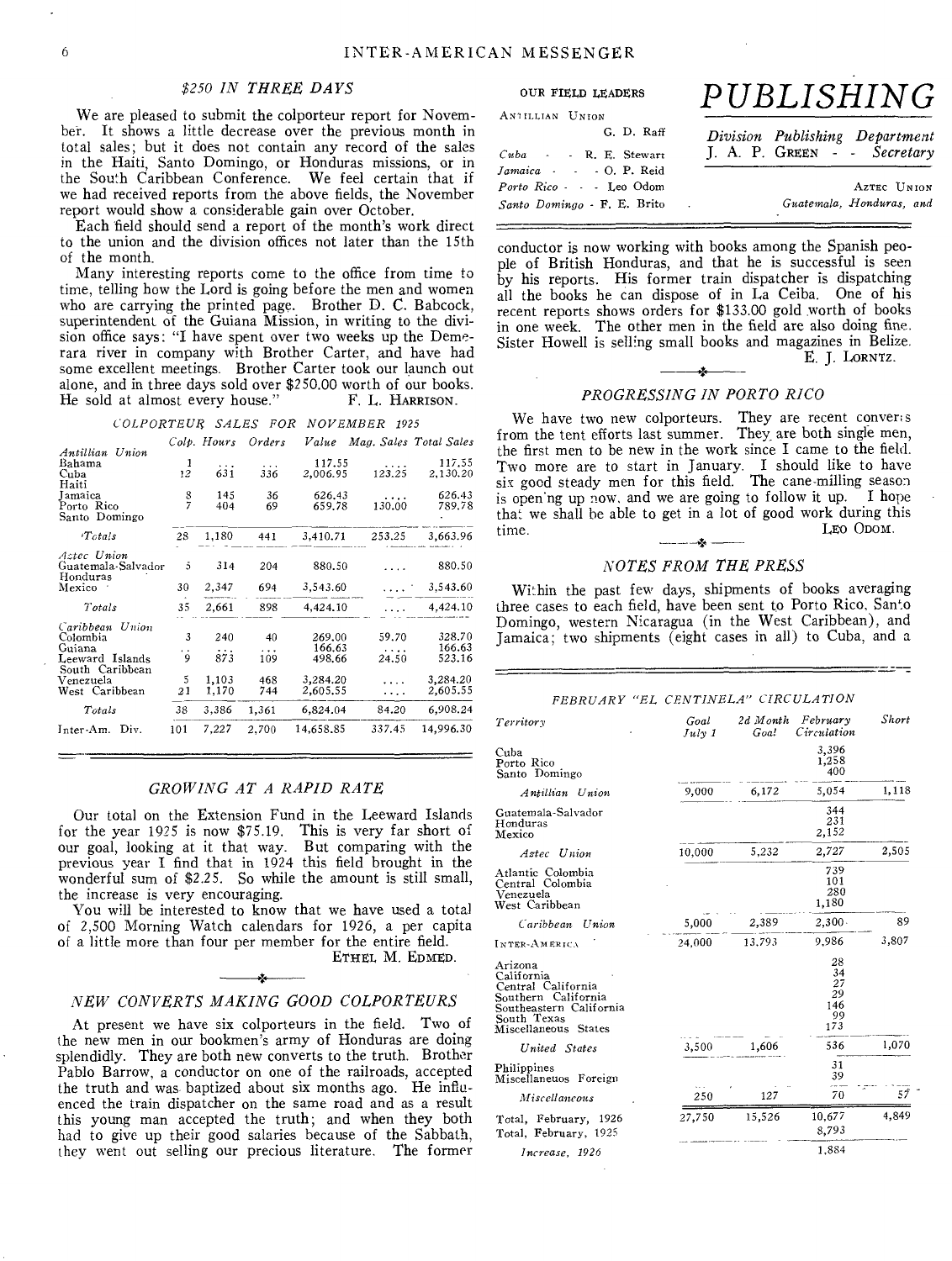## $250 IN THREE DAYS

We are pleased to submit the colporteur report for November. It shows a little decrease over the previous month in total sales; but it does not contain any record of the sales in the Haiti, Santo Domingo, or Honduras missions, or in the South Caribbean Conference. We feel certain that if we had received reports from the above fields, the November report would show a considerable gain over October.

Each field should send a report of the month's work direct to the union and the division offices not later than the 15th of the month.

Many interesting reports come to the office from time to time, telling how the Lord is going before the men and women who are carrying the printed page. Brother D. C. Babcock, superintendent of the Guiana Mission, in writing to the division office says: "I have spent over two weeks up the Demerara river in company with Brother Carter, and have had some excellent meetings. Brother Carter took our launch out alone, and in three days sold over $250.00 worth of our books. He sold at almost every house."

F. L. HARRISON.

*COLPORTEUR SALES FOR NOVEMBER 1925*

| | Colp. | Hours | Orders | Value | Mag. Sales | Total Sales |
|---|---|---|---|---|---|---|
| *Antillian Union* | | | | | | |
| Bahama | 1 | ... | ... | 117.55 | .... | 117.55 |
| Cuba | 12 | 631 | 336 | 2,006.95 | 123.25 | 2,130.20 |
| Haiti | | | | | | |
| Jamaica | 8 | 145 | 36 | 626.43 | .... | 626.43 |
| Porto Rico | 7 | 404 | 69 | 659.78 | 130.00 | 789.78 |
| Santo Domingo | | | | | | |
| *Totals* | 28 | 1,180 | 441 | 3,410.71 | 253.25 | 3,663.96 |
| *Aztec Union* | | | | | | |
| Guatemala-Salvador | 5 | 314 | 204 | 880.50 | .... | 880.50 |
| Honduras | | | | | | |
| Mexico | 30 | 2,347 | 694 | 3,543.60 | .... | 3,543.60 |
| *Totals* | 35 | 2,661 | 898 | 4,424.10 | .... | 4,424.10 |
| *Caribbean Union* | | | | | | |
| Colombia | 3 | 240 | 40 | 269.00 | 59.70 | 328.70 |
| Guiana | .. | ... | ... | 166.63 | .... | 166.63 |
| Leeward Islands | 9 | 873 | 109 | 498.66 | 24.50 | 523.16 |
| South Caribbean | | | | | | |
| Venezuela | 5 | 1,103 | 468 | 3,284.20 | .... | 3,284.20 |
| West Caribbean | 21 | 1,170 | 744 | 2,605.55 | .... | 2,605.55 |
| *Totals* | 38 | 3,386 | 1,361 | 6,824.04 | 84.20 | 6,908.24 |
| Inter-Am. Div. | 101 | 7,227 | 2,700 | 14,658.85 | 337.45 | 14,996.30 |

## GROWING AT A RAPID RATE

Our total on the Extension Fund in the Leeward Islands for the year 1925 is now $75.19. This is very far short of our goal, looking at it that way. But comparing with the previous year I find that in 1924 this field brought in the wonderful sum of $2.25. So while the amount is still small, the increase is very encouraging.

You will be interested to know that we have used a total of 2,500 Morning Watch calendars for 1926, a per capita of a little more than four per member for the entire field.

ETHEL M. EDMED.

## NEW CONVERTS MAKING GOOD COLPORTEURS

At present we have six colporteurs in the field. Two of the new men in our bookmen's army of Honduras are doing splendidly. They are both new converts to the truth. Brother Pablo Barrow, a conductor on one of the railroads, accepted the truth and was baptized about six months ago. He influenced the train dispatcher on the same road and as a result this young man accepted the truth; and when they both had to give up their good salaries because of the Sabbath, they went out selling our precious literature. The former conductor is now working with books among the Spanish people of British Honduras, and that he is successful is seen by his reports. His former train dispatcher is dispatching all the books he can dispose of in La Ceiba. One of his recent reports shows orders for $133.00 gold worth of books in one week. The other men in the field are also doing fine. Sister Howell is selling small books and magazines in Belize.

E. J. LORNTZ.

# PUBLISHING

*Division Publishing Department*
J. A. P. GREEN - - *Secretary*

OUR FIELD LEADERS

ANTILLIAN UNION
G. D. Raff
*Cuba* - - R. E. Stewart
*Jamaica* - - O. P. Reid
*Porto Rico* - - Leo Odom
*Santo Domingo* - F. E. Brito

AZTEC UNION
*Guatemala, Honduras, and*

## PROGRESSING IN PORTO RICO

We have two new colporteurs. They are recent converts from the tent efforts last summer. They are both single men, the first men to be new in the work since I came to the field. Two more are to start in January. I should like to have six good steady men for this field. The cane-milling season is opening up now, and we are going to follow it up. I hope that we shall be able to get in a lot of good work during this time.

LEO ODOM.

## NOTES FROM THE PRESS

Within the past few days, shipments of books averaging three cases to each field, have been sent to Porto Rico, Santo Domingo, western Nicaragua (in the West Caribbean), and Jamaica; two shipments (eight cases in all) to Cuba, and a

*FEBRUARY "EL CENTINELA" CIRCULATION*

| Territory | Goal July 1 | 2d Month Goal | February Circulation | Short |
|---|---|---|---|---|
| Cuba | | | 3,396 | |
| Porto Rico | | | 1,258 | |
| Santo Domingo | | | 400 | |
| *Antillian Union* | 9,000 | 6,172 | 5,054 | 1,118 |
| Guatemala-Salvador | | | 344 | |
| Honduras | | | 231 | |
| Mexico | | | 2,152 | |
| *Aztec Union* | 10,000 | 5,232 | 2,727 | 2,505 |
| Atlantic Colombia | | | 739 | |
| Central Colombia | | | 101 | |
| Venezuela | | | 280 | |
| West Caribbean | | | 1,180 | |
| *Caribbean Union* | 5,000 | 2,389 | 2,300 | 89 |
| INTER-AMERICA | 24,000 | 13,793 | 9,986 | 3,807 |
| Arizona | | | 28 | |
| California | | | 34 | |
| Central California | | | 27 | |
| Southern California | | | 29 | |
| Southeastern California | | | 146 | |
| South Texas | | | 99 | |
| Miscellaneous States | | | 173 | |
| *United States* | 3,500 | 1,606 | 536 | 1,070 |
| Philippines | | | 31 | |
| Miscellaneuos Foreign | | | 39 | |
| *Miscellaneous* | 250 | 127 | 70 | 57 |
| Total, February, 1926 | 27,750 | 15,526 | 10,677 | 4,849 |
| Total, February, 1925 | | | 8,793 | |
| *Increase, 1926* | | | 1,884 | |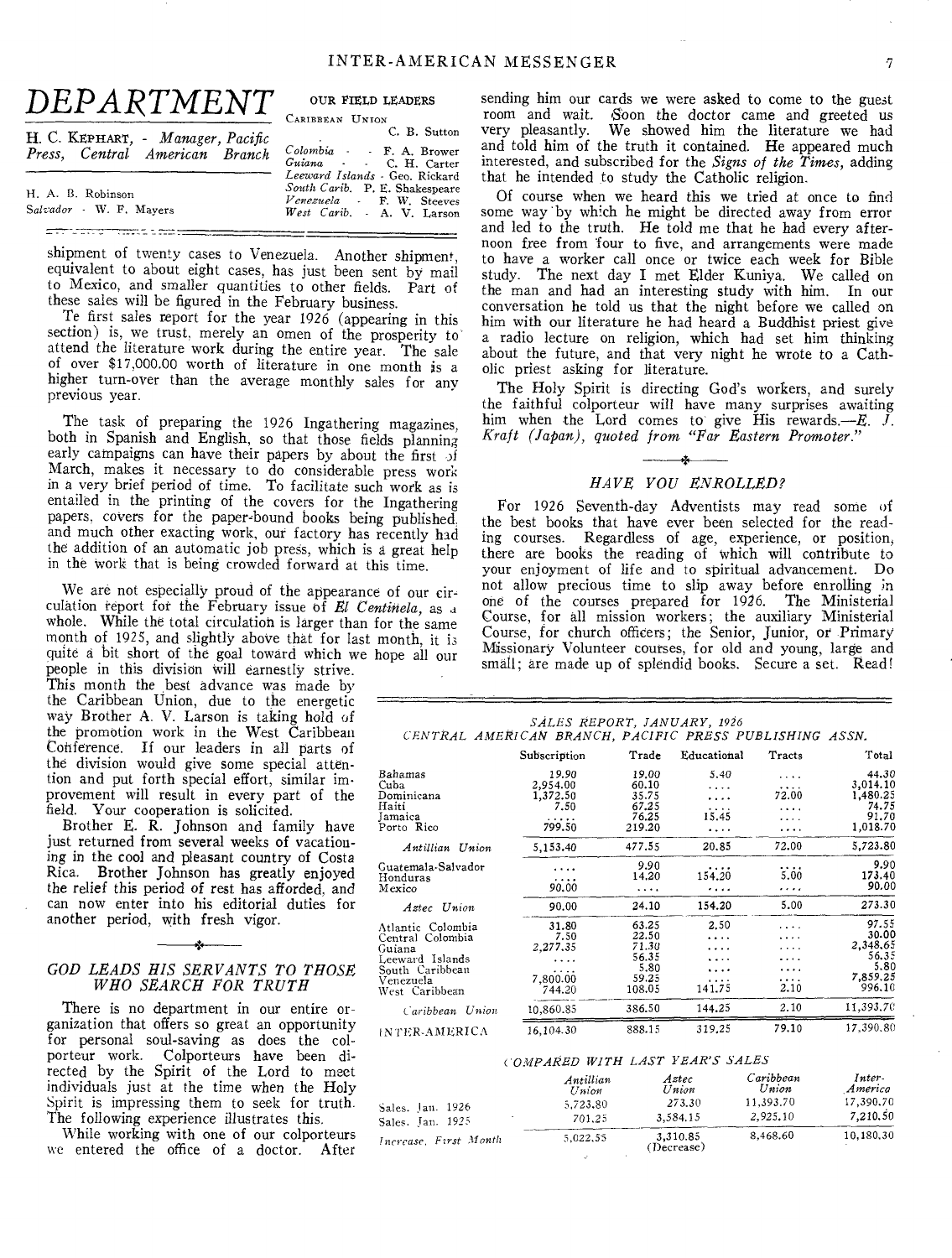# DEPARTMENT

H. C. KEPHART, - *Manager, Pacific Press, Central American Branch*

H. A. B. Robinson
*Salvador* - W. F. Mayers

OUR FIELD LEADERS

CARIBBEAN UNION

C. B. Sutton

*Colombia* - - F. A. Brower
*Guiana* - - C. H. Carter
*Leeward Islands* - Geo. Rickard
*South Carib.* P. E. Shakespeare
*Venezuela* - F. W. Steeves
*West Carib.* - A. V. Larson

shipment of twenty cases to Venezuela. Another shipment, equivalent to about eight cases, has just been sent by mail to Mexico, and smaller quantities to other fields. Part of these sales will be figured in the February business.

Te first sales report for the year 1926 (appearing in this section) is, we trust, merely an omen of the prosperity to attend the literature work during the entire year. The sale of over $17,000.00 worth of literature in one month is a higher turn-over than the average monthly sales for any previous year.

The task of preparing the 1926 Ingathering magazines, both in Spanish and English, so that those fields planning early campaigns can have their papers by about the first of March, makes it necessary to do considerable press work in a very brief period of time. To facilitate such work as is entailed in the printing of the covers for the Ingathering papers, covers for the paper-bound books being published, and much other exacting work, our factory has recently had the addition of an automatic job press, which is a great help in the work that is being crowded forward at this time.

We are not especially proud of the appearance of our circulation report for the February issue of *El Centinela*, as a whole. While the total circulation is larger than for the same month of 1925, and slightly above that for last month, it is quite a bit short of the goal toward which we hope all our people in this division will earnestly strive. This month the best advance was made by the Caribbean Union, due to the energetic way Brother A. V. Larson is taking hold of the promotion work in the West Caribbean Conference. If our leaders in all parts of the division would give some special attention and put forth special effort, similar improvement will result in every part of the field. Your cooperation is solicited.

Brother E. R. Johnson and family have just returned from several weeks of vacationing in the cool and pleasant country of Costa Rica. Brother Johnson has greatly enjoyed the relief this period of rest has afforded, and can now enter into his editorial duties for another period, with fresh vigor.

## *GOD LEADS HIS SERVANTS TO THOSE WHO SEARCH FOR TRUTH*

There is no department in our entire organization that offers so great an opportunity for personal soul-saving as does the colporteur work. Colporteurs have been directed by the Spirit of the Lord to meet individuals just at the time when the Holy Spirit is impressing them to seek for truth. The following experience illustrates this.

While working with one of our colporteurs we entered the office of a doctor. After sending him our cards we were asked to come to the guest room and wait. Soon the doctor came and greeted us very pleasantly. We showed him the literature we had and told him of the truth it contained. He appeared much interested, and subscribed for the *Signs of the Times*, adding that he intended to study the Catholic religion.

Of course when we heard this we tried at once to find some way by which he might be directed away from error and led to the truth. He told me that he had every afternoon free from four to five, and arrangements were made to have a worker call once or twice each week for Bible study. The next day I met Elder Kuniya. We called on the man and had an interesting study with him. In our conversation he told us that the night before we called on him with our literature he had heard a Buddhist priest give a radio lecture on religion, which had set him thinking about the future, and that very night he wrote to a Catholic priest asking for literature.

The Holy Spirit is directing God's workers, and surely the faithful colporteur will have many surprises awaiting him when the Lord comes to give His rewards.—*E. J. Kraft (Japan), quoted from "Far Eastern Promoter."*

## *HAVE YOU ENROLLED?*

For 1926 Seventh-day Adventists may read some of the best books that have ever been selected for the reading courses. Regardless of age, experience, or position, there are books the reading of which will contribute to your enjoyment of life and to spiritual advancement. Do not allow precious time to slip away before enrolling in one of the courses prepared for 1926. The Ministerial Course, for all mission workers; the auxiliary Ministerial Course, for church officers; the Senior, Junior, or Primary Missionary Volunteer courses, for old and young, large and small; are made up of splendid books. Secure a set. Read!

*SALES REPORT, JANUARY, 1926*
*CENTRAL AMERICAN BRANCH, PACIFIC PRESS PUBLISHING ASSN.*

| | Subscription | Trade | Educational | Tracts | Total |
|---|---|---|---|---|---|
| Bahamas | 19.90 | 19.00 | 5.40 | .... | 44.30 |
| Cuba | 2,954.00 | 60.10 | .... | .... | 3,014.10 |
| Dominicana | 1,372.50 | 35.75 | .... | 72.00 | 1,480.25 |
| Haiti | 7.50 | 67.25 | .... | .... | 74.75 |
| Jamaica | ..... | 76.25 | 15.45 | .... | 91.70 |
| Porto Rico | 799.50 | 219.20 | .... | .... | 1,018.70 |
| *Antillian Union* | 5,153.40 | 477.55 | 20.85 | 72.00 | 5,723.80 |
| Guatemala-Salvador | .... | 9.90 | .... | .... | 9.90 |
| Honduras | .... | 14.20 | 154.20 | 5.00 | 173.40 |
| Mexico | 90.00 | .... | .... | .... | 90.00 |
| *Aztec Union* | 90.00 | 24.10 | 154.20 | 5.00 | 273.30 |
| Atlantic Colombia | 31.80 | 63.25 | 2.50 | .... | 97.55 |
| Central Colombia | 7.50 | 22.50 | .... | .... | 30.00 |
| Guiana | 2,277.35 | 71.30 | .... | .... | 2,348.65 |
| Leeward Islands | .... | 56.35 | .... | .... | 56.35 |
| South Caribbean | .... | 5.80 | .... | .... | 5.80 |
| Venezuela | 7,800.00 | 59.25 | .... | .... | 7,859.25 |
| West Caribbean | 744.20 | 108.05 | 141.75 | 2.10 | 996.10 |
| *Caribbean Union* | 10,860.85 | 386.50 | 144.25 | 2.10 | 11,393.70 |
| INTER-AMERICA | 16,104.30 | 888.15 | 319.25 | 79.10 | 17,390.80 |

*COMPARED WITH LAST YEAR'S SALES*

| | *Antillian Union* | *Aztec Union* | *Caribbean Union* | *Inter-America* |
|---|---|---|---|---|
| Sales. Jan. 1926 | 5,723.80 | 273.30 | 11,393.70 | 17,390.70 |
| Sales. Jan. 1925 | 701.25 | 3,584.15 | 2,925.10 | 7,210.50 |
| *Increase, First Month* | 5,022.55 | 3,310.85 (Decrease) | 8,468.60 | 10,180.30 |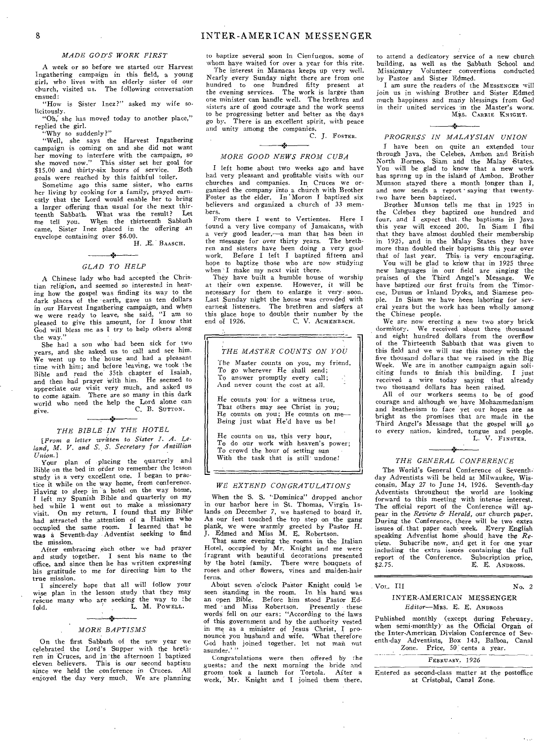### MADE GOD'S WORK FIRST

A week or so before we started our Harvest Ingathering campaign in this field, a young girl, who lives with an elderly sister of our church, visited us. The following conversation ensued:

"How is Sister Inez?" asked my wife solicitously.

"Oh, she has moved today to another place," replied the girl.

"Why so suddenly?"

"Well, she says the Harvest Ingathering campaign is coming on and she did not want her moving to interfere with the campaign, so she moved now." This sister set her goal for $15.00 and thirty-six hours of service. Both goals were reached by this faithful toiler.

Sometime ago this same sister, who earns her living by cooking for a family, prayed earnestly that the Lord would enable her to bring a larger offering than usual for the next thirteenth Sabbath. What was the result? Let me tell you. When the thirteenth Sabbath came, Sister Inez placed in the offering an envelope containing over $6.00.

H. E. BAASCH.

### GLAD TO HELP

A Chinese lady who had accepted the Christian religion, and seemed so interested in hearing how the gospel was finding its way to the dark places of the earth, gave us ten dollars in our Harvest Ingathering campaign, and when we were ready to leave, she said, "I am so pleased to give this amount, for I know that God will bless me as I try to help others along the way."

She had a son who had been sick for two years, and she asked us to call and see him. We went up to the house and had a pleasant time with him; and before leaving, we took the Bible and read the 35th chapter of Isaiah, and then had prayer with him. He seemed to appreciate our visit very much, and asked us to come again. There are so many in this dark world who need the help the Lord alone can give.

C. B. SUTTON.

### THE BIBLE IN THE HOTEL

*[From a letter written to Sister J. A. Leland, M. V. and S. S. Secretary for Antillian Union.]*

Your plan of placing the quarterly and Bible on the bed in order to remember the lesson study is a very excellent one. I began to practice it while on the way home, from conference. Having to sleep in a hotel on the way home, I left my Spanish Bible and quarterly on my bed while I went out to make a missionary visit. On my return, I found that my Bible had attracted the attention of a Haitien who occupied the same room. I learned that he was a Seventh-day Adventist seeking to find the mission.

After embracing each other we had prayer and study together. I sent his name to the office, and since then he has written expressing his gratitude to me for directing him to the true mission.

I sincerely hope that all will follow your wise plan in the lesson study that they may rescue many who are seeking the way to the fold.

L. M. POWELL.

### MORE BAPTISMS

On the first Sabbath of the new year we celebrated the Lord's Supper with the brethren in Cruces, and in the afternoon I baptized eleven believers. This is our second baptism since we held the conference in Cruces. All enjoyed the day very much. We are planning to baptize several soon in Cienfuegos, some of whom have waited for over a year for this rite.

The interest in Manacas keeps up very well. Nearly every Sunday night there are from one hundred to one hundred fifty present at the evening services. The work is larger than one minister can handle well. The brethren and sisters are of good courage and the work seems to be progressing better and better as the days go by. There is an excellent spirit, with peace and unity among the companies.

C. J. FOSTER.

### MORE GOOD NEWS FROM CUBA

I left home about two weeks ago and have had very pleasant and profitable visits with our churches and companies. In Cruces we organized the company into a church with Brother Foster as the elder. In Moron I baptized six believers and organized a church of 33 members.

From there I went to Vertientes. Here I found a very live company of Jamaicans, with a very good leader,—a man that has been in the message for over thirty years. The brethren and sisters have been doing a very good work. Before I left I baptized fifteen and hope to baptize those who are now studying when I make my next visit there.

They have built a humble house of worship at their own expense. However, it will be necessary for them to enlarge it very soon. Last Sunday night the house was crowded with earnest listeners. The brethren and sisters at this place hope to double their number by the end of 1926.

C. V. ACHENBACH.

### THE MASTER COUNTS ON YOU

The Master counts on you, my friend,
To go wherever He shall send;
To answer promptly every call;
And never count the cost at all.

He counts you for a witness true,
That others may see Christ in you;
He counts on you; He counts on me—
Being just what He'd have us be!

He counts on us, this very hour,
To do our work with heaven's power;
To crowd the hour of setting sun
With the task that is still undone!

### WE EXTEND CONGRATULATIONS

When the S. S. "Dominica" dropped anchor in our harbor here in St. Thomas, Virgin Islands on December 7, we hastened to board it. As our feet touched the top step on the gang plank, we were warmly greeted by Pastor H. J. Edmed and Miss M. E. Robertson.

That same evening the rooms in the Italian Hotel, occupied by Mr. Knight and me were fragrant with beautiful decorations presented by the hotel family. There were bouquets of roses and other flowers, vines and maiden-hair ferns.

About seven o'clock Pastor Knight could be seen standing in the room. In his hand was an open Bible. Before him stood Pastor Edmed and Miss Robertson. Presently these words fell on our ears: "According to the laws of this government and by the authority vested in me as a minister of Jesus Christ, I pronounce you husband and wife. 'What therefore God hath joined together, let not man put asunder.'"

Congratulations were then offered by the guests; and the next morning the bride and groom took a launch for Tortola. After a week, Mr. Knight and I joined them there, to attend a dedicatory service of a new church building, as well as the Sabbath School and Missionary Volunteer conventions conducted by Pastor and Sister Edmed.

I am sure the readers of the MESSENGER will join us in wishing Brother and Sister Edmed much happiness and many blessings from God in their united services in the Master's work.

MRS. CARRIE KNIGHT.

### PROGRESS IN MALAYSIAN UNION

I have been on quite an extended tour through Java, the Celebes, Ambon and British North Borneo, Siam and the Malay States. You will be glad to know that a new work has sprung up in the island of Ambon. Brother Munson stayed there a month longer than I, and now sends a report saying that twenty-two have been baptized.

Brother Munson tells me that in 1925 in the Celebes they baptized one hundred and four, and I expect that the baptisms in Java this year will exceed 200. In Siam I find that they have almost doubled their membership in 1925, and in the Malay States they have more than doubled their baptisms this year over that of last year. This is very encouraging.

You will be glad to know that in 1925 three new languages in our field are singing the praises of the Third Angel's Message. We have baptized our first fruits from the Timorese, Dusun or Inland Dyoks, and Siamese people. In Siam we have been laboring for several years but the work has been wholly among the Chinese people.

We are now erecting a new two story brick dormitory. We received about three thousand and eight hundred dollars from the overflow of the Thirteenth Sabbath that was given to this field and we will use this money with the five thousand dollars that we raised in the Big Week. We are in another campaign again soliciting funds to finish this building. I just received a wire today saying that already two thousand dollars has been raised.

All of our workers seems to be of good courage and although we have Mohammedanism and heathenism to face yet our hopes are as bright as the promises that are made in the Third Angel's Message that the gospel will go to every nation, kindred, tongue and people.

L. V. FINSTER.

### THE GENERAL CONFERENCE

The World's General Conference of Seventh-day Adventists will be held at Milwaukee, Wisconsin, May 27 to June 14, 1926. Seventh-day Adventists throughout the world are looking forward to this meeting with intense interest. The official report of the Conference will appear in the *Review & Herald*, our church paper. During the Conference, there will be two extra issues of that paper each week. Every English speaking Adventist home should have the *Review*. Subscribe now, and get it for one year including the extra issues containing the full report of the Conference. Subscription price, $2.75.

E. E. ANDROSS.

---

VOL. III — No. 2

INTER-AMERICAN MESSENGER

*Editor*—MRS. E. E. ANDROSS

Published monthly (except during February, when semi-monthly) as the Official Organ of the Inter-American Division Conference of Seventh-day Adventists, Box 143, Balboa, Canal Zone. Price, 50 cents a year.

FEBRUARY, 1926

Entered as second-class matter at the postoffice at Cristobal, Canal Zone.